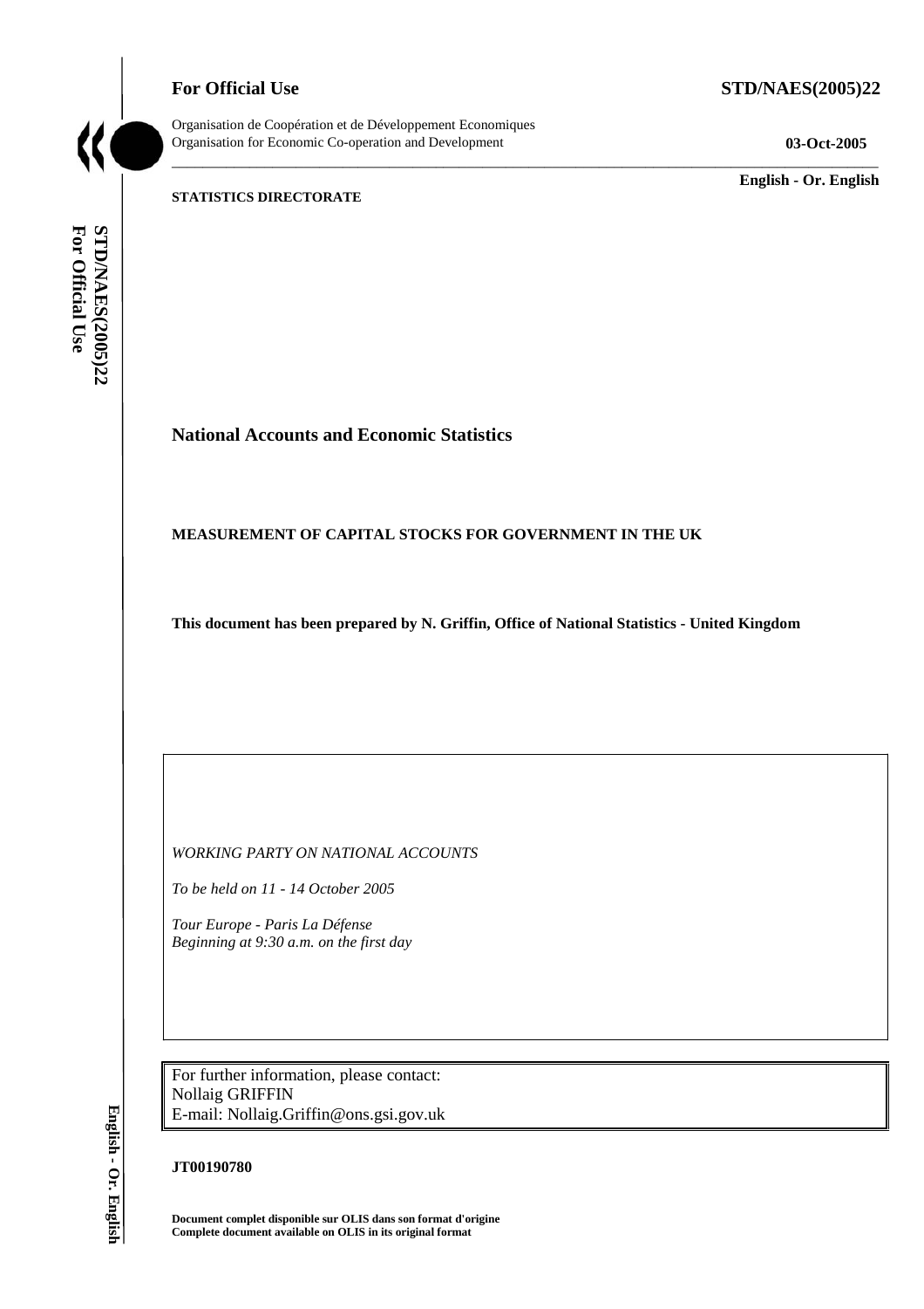**For Official Use** **STD/NAES(2005)22**

Organisation de Coopération et de Développement Economiques
Organisation for Economic Co-operation and Development **03-Oct-2005**

**English - Or. English**

**STATISTICS DIRECTORATE**

# National Accounts and Economic Statistics

## MEASUREMENT OF CAPITAL STOCKS FOR GOVERNMENT IN THE UK

**This document has been prepared by N. Griffin, Office of National Statistics - United Kingdom**

*WORKING PARTY ON NATIONAL ACCOUNTS*

*To be held on 11 - 14 October 2005*

*Tour Europe - Paris La Défense*
*Beginning at 9:30 a.m. on the first day*

For further information, please contact:
Nollaig GRIFFIN
E-mail: Nollaig.Griffin@ons.gsi.gov.uk

**JT00190780**

**Document complet disponible sur OLIS dans son format d'origine**
**Complete document available on OLIS in its original format**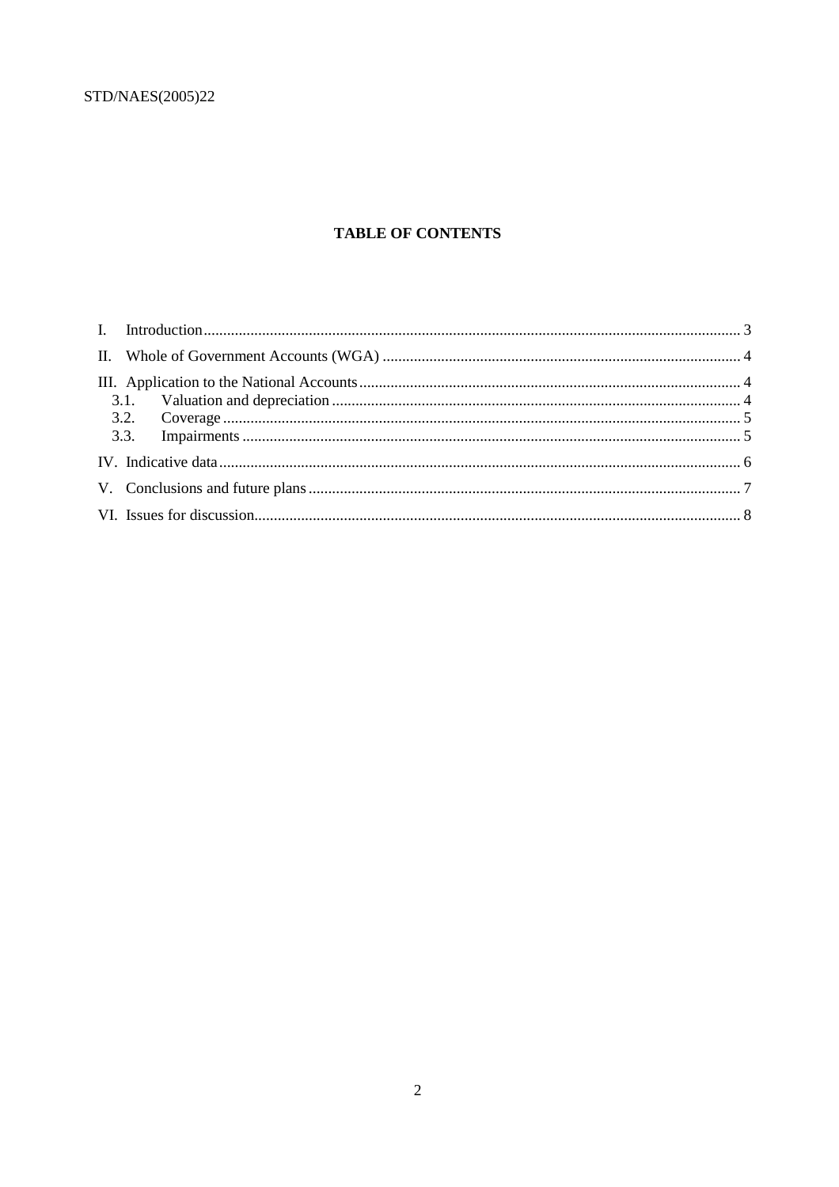**TABLE OF CONTENTS**

I. Introduction ... 3

II. Whole of Government Accounts (WGA) ... 4

III. Application to the National Accounts ... 4

- 3.1. Valuation and depreciation ... 4
- 3.2. Coverage ... 5
- 3.3. Impairments ... 5

IV. Indicative data ... 6

V. Conclusions and future plans ... 7

VI. Issues for discussion ... 8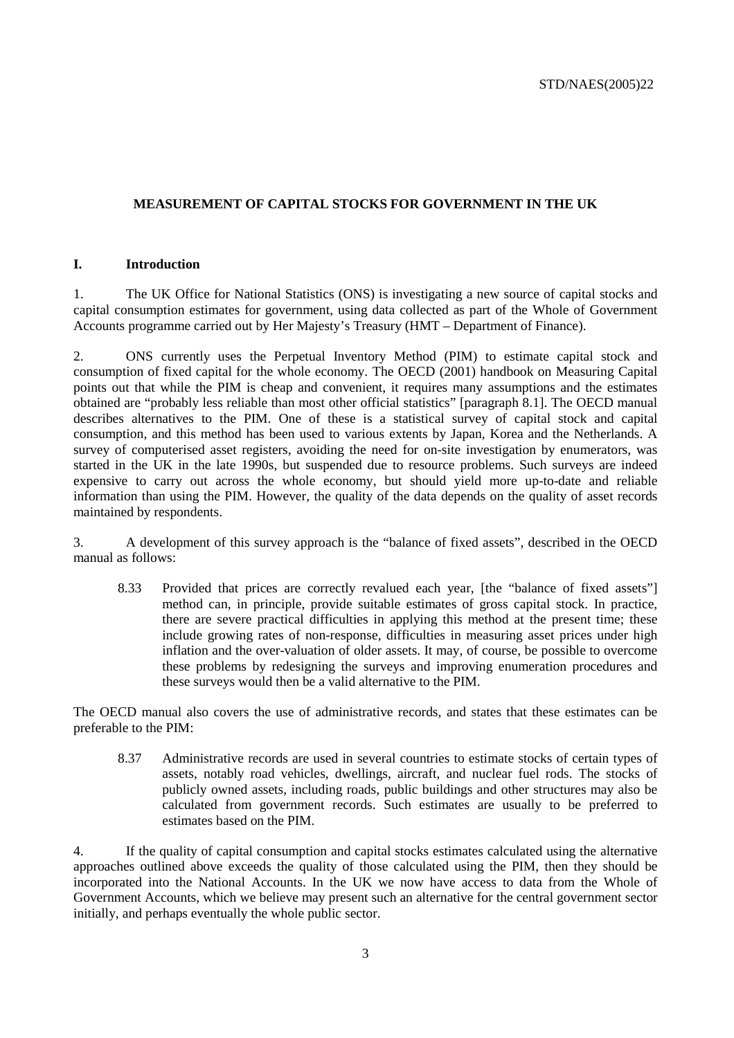# MEASUREMENT OF CAPITAL STOCKS FOR GOVERNMENT IN THE UK

## I. Introduction

1. The UK Office for National Statistics (ONS) is investigating a new source of capital stocks and capital consumption estimates for government, using data collected as part of the Whole of Government Accounts programme carried out by Her Majesty's Treasury (HMT – Department of Finance).

2. ONS currently uses the Perpetual Inventory Method (PIM) to estimate capital stock and consumption of fixed capital for the whole economy. The OECD (2001) handbook on Measuring Capital points out that while the PIM is cheap and convenient, it requires many assumptions and the estimates obtained are "probably less reliable than most other official statistics" [paragraph 8.1]. The OECD manual describes alternatives to the PIM. One of these is a statistical survey of capital stock and capital consumption, and this method has been used to various extents by Japan, Korea and the Netherlands. A survey of computerised asset registers, avoiding the need for on-site investigation by enumerators, was started in the UK in the late 1990s, but suspended due to resource problems. Such surveys are indeed expensive to carry out across the whole economy, but should yield more up-to-date and reliable information than using the PIM. However, the quality of the data depends on the quality of asset records maintained by respondents.

3. A development of this survey approach is the "balance of fixed assets", described in the OECD manual as follows:

> 8.33 Provided that prices are correctly revalued each year, [the "balance of fixed assets"] method can, in principle, provide suitable estimates of gross capital stock. In practice, there are severe practical difficulties in applying this method at the present time; these include growing rates of non-response, difficulties in measuring asset prices under high inflation and the over-valuation of older assets. It may, of course, be possible to overcome these problems by redesigning the surveys and improving enumeration procedures and these surveys would then be a valid alternative to the PIM.

The OECD manual also covers the use of administrative records, and states that these estimates can be preferable to the PIM:

> 8.37 Administrative records are used in several countries to estimate stocks of certain types of assets, notably road vehicles, dwellings, aircraft, and nuclear fuel rods. The stocks of publicly owned assets, including roads, public buildings and other structures may also be calculated from government records. Such estimates are usually to be preferred to estimates based on the PIM.

4. If the quality of capital consumption and capital stocks estimates calculated using the alternative approaches outlined above exceeds the quality of those calculated using the PIM, then they should be incorporated into the National Accounts. In the UK we now have access to data from the Whole of Government Accounts, which we believe may present such an alternative for the central government sector initially, and perhaps eventually the whole public sector.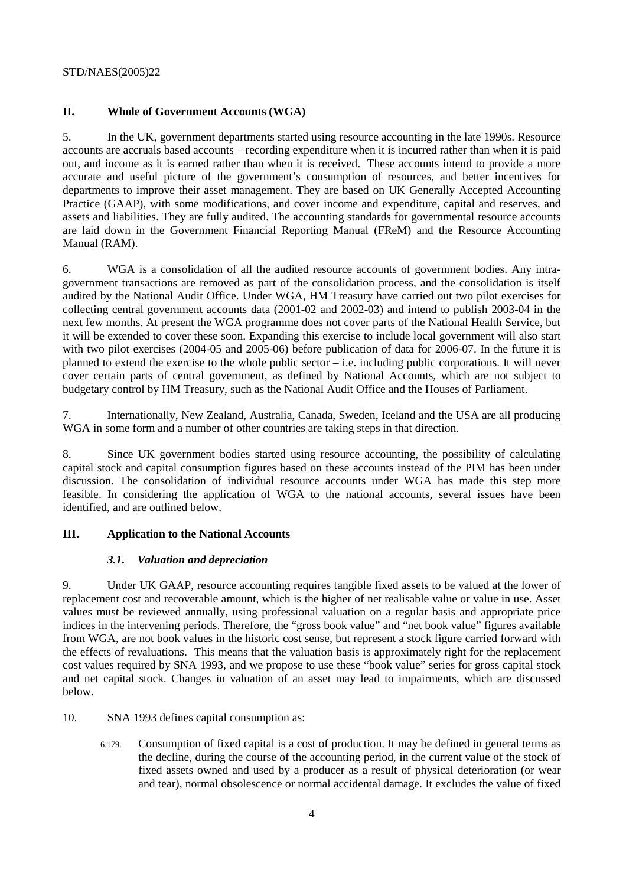## II. Whole of Government Accounts (WGA)

5. In the UK, government departments started using resource accounting in the late 1990s. Resource accounts are accruals based accounts – recording expenditure when it is incurred rather than when it is paid out, and income as it is earned rather than when it is received. These accounts intend to provide a more accurate and useful picture of the government's consumption of resources, and better incentives for departments to improve their asset management. They are based on UK Generally Accepted Accounting Practice (GAAP), with some modifications, and cover income and expenditure, capital and reserves, and assets and liabilities. They are fully audited. The accounting standards for governmental resource accounts are laid down in the Government Financial Reporting Manual (FReM) and the Resource Accounting Manual (RAM).

6. WGA is a consolidation of all the audited resource accounts of government bodies. Any intra-government transactions are removed as part of the consolidation process, and the consolidation is itself audited by the National Audit Office. Under WGA, HM Treasury have carried out two pilot exercises for collecting central government accounts data (2001-02 and 2002-03) and intend to publish 2003-04 in the next few months. At present the WGA programme does not cover parts of the National Health Service, but it will be extended to cover these soon. Expanding this exercise to include local government will also start with two pilot exercises (2004-05 and 2005-06) before publication of data for 2006-07. In the future it is planned to extend the exercise to the whole public sector – i.e. including public corporations. It will never cover certain parts of central government, as defined by National Accounts, which are not subject to budgetary control by HM Treasury, such as the National Audit Office and the Houses of Parliament.

7. Internationally, New Zealand, Australia, Canada, Sweden, Iceland and the USA are all producing WGA in some form and a number of other countries are taking steps in that direction.

8. Since UK government bodies started using resource accounting, the possibility of calculating capital stock and capital consumption figures based on these accounts instead of the PIM has been under discussion. The consolidation of individual resource accounts under WGA has made this step more feasible. In considering the application of WGA to the national accounts, several issues have been identified, and are outlined below.

## III. Application to the National Accounts

### *3.1. Valuation and depreciation*

9. Under UK GAAP, resource accounting requires tangible fixed assets to be valued at the lower of replacement cost and recoverable amount, which is the higher of net realisable value or value in use. Asset values must be reviewed annually, using professional valuation on a regular basis and appropriate price indices in the intervening periods. Therefore, the "gross book value" and "net book value" figures available from WGA, are not book values in the historic cost sense, but represent a stock figure carried forward with the effects of revaluations. This means that the valuation basis is approximately right for the replacement cost values required by SNA 1993, and we propose to use these "book value" series for gross capital stock and net capital stock. Changes in valuation of an asset may lead to impairments, which are discussed below.

10. SNA 1993 defines capital consumption as:

> 6.179. Consumption of fixed capital is a cost of production. It may be defined in general terms as the decline, during the course of the accounting period, in the current value of the stock of fixed assets owned and used by a producer as a result of physical deterioration (or wear and tear), normal obsolescence or normal accidental damage. It excludes the value of fixed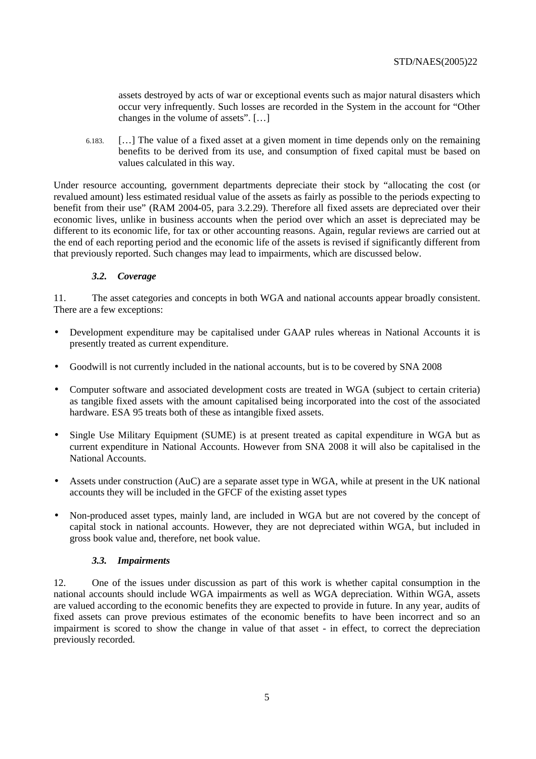> assets destroyed by acts of war or exceptional events such as major natural disasters which occur very infrequently. Such losses are recorded in the System in the account for "Other changes in the volume of assets". […]
>
> 6.183. […] The value of a fixed asset at a given moment in time depends only on the remaining benefits to be derived from its use, and consumption of fixed capital must be based on values calculated in this way.

Under resource accounting, government departments depreciate their stock by "allocating the cost (or revalued amount) less estimated residual value of the assets as fairly as possible to the periods expecting to benefit from their use" (RAM 2004-05, para 3.2.29). Therefore all fixed assets are depreciated over their economic lives, unlike in business accounts when the period over which an asset is depreciated may be different to its economic life, for tax or other accounting reasons. Again, regular reviews are carried out at the end of each reporting period and the economic life of the assets is revised if significantly different from that previously reported. Such changes may lead to impairments, which are discussed below.

### *3.2. Coverage*

11. The asset categories and concepts in both WGA and national accounts appear broadly consistent. There are a few exceptions:

- Development expenditure may be capitalised under GAAP rules whereas in National Accounts it is presently treated as current expenditure.
- Goodwill is not currently included in the national accounts, but is to be covered by SNA 2008
- Computer software and associated development costs are treated in WGA (subject to certain criteria) as tangible fixed assets with the amount capitalised being incorporated into the cost of the associated hardware. ESA 95 treats both of these as intangible fixed assets.
- Single Use Military Equipment (SUME) is at present treated as capital expenditure in WGA but as current expenditure in National Accounts. However from SNA 2008 it will also be capitalised in the National Accounts.
- Assets under construction (AuC) are a separate asset type in WGA, while at present in the UK national accounts they will be included in the GFCF of the existing asset types
- Non-produced asset types, mainly land, are included in WGA but are not covered by the concept of capital stock in national accounts. However, they are not depreciated within WGA, but included in gross book value and, therefore, net book value.

### *3.3. Impairments*

12. One of the issues under discussion as part of this work is whether capital consumption in the national accounts should include WGA impairments as well as WGA depreciation. Within WGA, assets are valued according to the economic benefits they are expected to provide in future. In any year, audits of fixed assets can prove previous estimates of the economic benefits to have been incorrect and so an impairment is scored to show the change in value of that asset - in effect, to correct the depreciation previously recorded.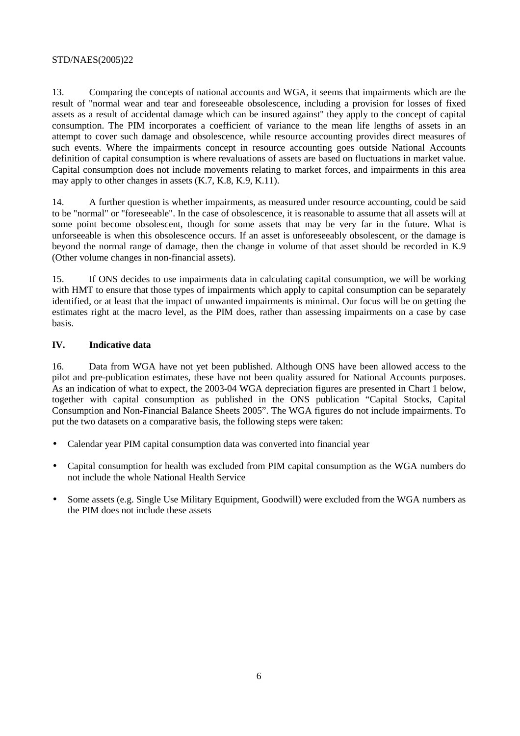13. Comparing the concepts of national accounts and WGA, it seems that impairments which are the result of "normal wear and tear and foreseeable obsolescence, including a provision for losses of fixed assets as a result of accidental damage which can be insured against" they apply to the concept of capital consumption. The PIM incorporates a coefficient of variance to the mean life lengths of assets in an attempt to cover such damage and obsolescence, while resource accounting provides direct measures of such events. Where the impairments concept in resource accounting goes outside National Accounts definition of capital consumption is where revaluations of assets are based on fluctuations in market value. Capital consumption does not include movements relating to market forces, and impairments in this area may apply to other changes in assets (K.7, K.8, K.9, K.11).

14. A further question is whether impairments, as measured under resource accounting, could be said to be "normal" or "foreseeable". In the case of obsolescence, it is reasonable to assume that all assets will at some point become obsolescent, though for some assets that may be very far in the future. What is unforseeable is when this obsolescence occurs. If an asset is unforeseeably obsolescent, or the damage is beyond the normal range of damage, then the change in volume of that asset should be recorded in K.9 (Other volume changes in non-financial assets).

15. If ONS decides to use impairments data in calculating capital consumption, we will be working with HMT to ensure that those types of impairments which apply to capital consumption can be separately identified, or at least that the impact of unwanted impairments is minimal. Our focus will be on getting the estimates right at the macro level, as the PIM does, rather than assessing impairments on a case by case basis.

## IV. Indicative data

16. Data from WGA have not yet been published. Although ONS have been allowed access to the pilot and pre-publication estimates, these have not been quality assured for National Accounts purposes. As an indication of what to expect, the 2003-04 WGA depreciation figures are presented in Chart 1 below, together with capital consumption as published in the ONS publication "Capital Stocks, Capital Consumption and Non-Financial Balance Sheets 2005". The WGA figures do not include impairments. To put the two datasets on a comparative basis, the following steps were taken:

- Calendar year PIM capital consumption data was converted into financial year
- Capital consumption for health was excluded from PIM capital consumption as the WGA numbers do not include the whole National Health Service
- Some assets (e.g. Single Use Military Equipment, Goodwill) were excluded from the WGA numbers as the PIM does not include these assets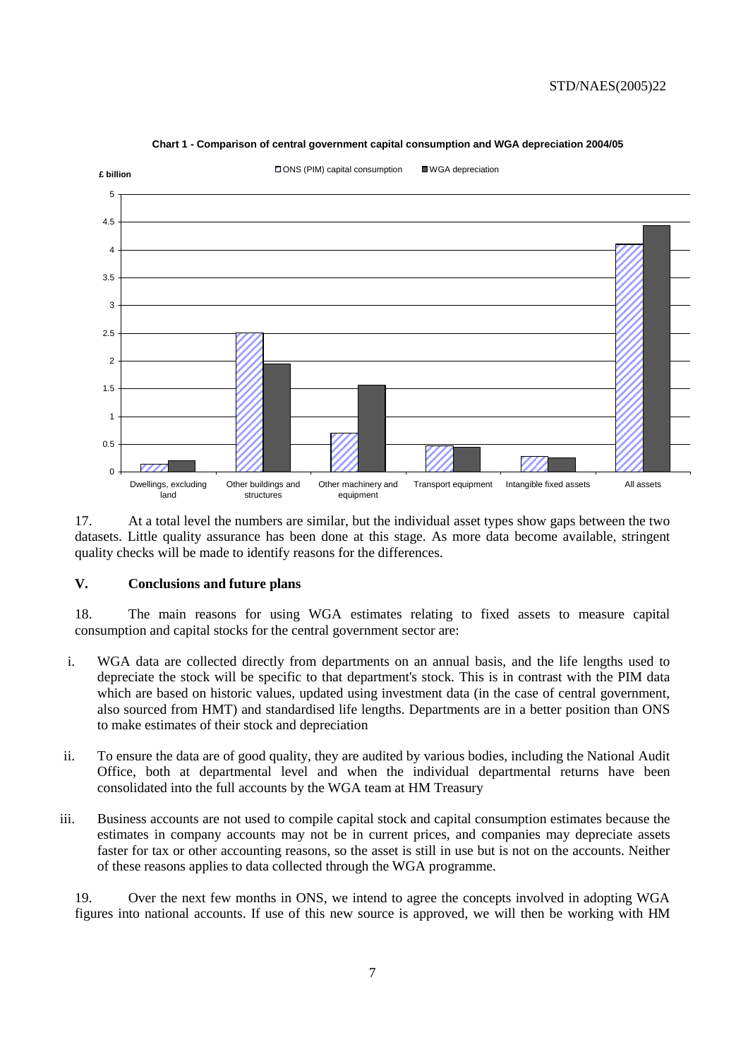**Chart 1 - Comparison of central government capital consumption and WGA depreciation 2004/05**

17. At a total level the numbers are similar, but the individual asset types show gaps between the two datasets. Little quality assurance has been done at this stage. As more data become available, stringent quality checks will be made to identify reasons for the differences.

## V. Conclusions and future plans

18. The main reasons for using WGA estimates relating to fixed assets to measure capital consumption and capital stocks for the central government sector are:

i. WGA data are collected directly from departments on an annual basis, and the life lengths used to depreciate the stock will be specific to that department's stock. This is in contrast with the PIM data which are based on historic values, updated using investment data (in the case of central government, also sourced from HMT) and standardised life lengths. Departments are in a better position than ONS to make estimates of their stock and depreciation

ii. To ensure the data are of good quality, they are audited by various bodies, including the National Audit Office, both at departmental level and when the individual departmental returns have been consolidated into the full accounts by the WGA team at HM Treasury

iii. Business accounts are not used to compile capital stock and capital consumption estimates because the estimates in company accounts may not be in current prices, and companies may depreciate assets faster for tax or other accounting reasons, so the asset is still in use but is not on the accounts. Neither of these reasons applies to data collected through the WGA programme.

19. Over the next few months in ONS, we intend to agree the concepts involved in adopting WGA figures into national accounts. If use of this new source is approved, we will then be working with HM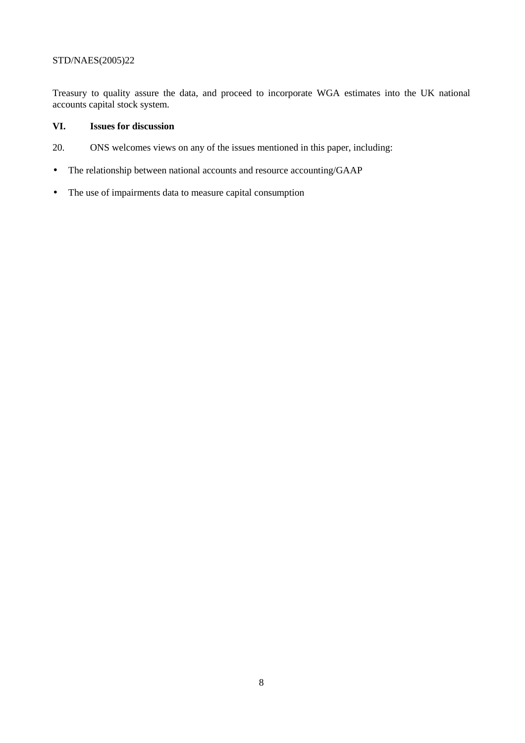Treasury to quality assure the data, and proceed to incorporate WGA estimates into the UK national accounts capital stock system.

## VI. Issues for discussion

20. ONS welcomes views on any of the issues mentioned in this paper, including:

- The relationship between national accounts and resource accounting/GAAP
- The use of impairments data to measure capital consumption